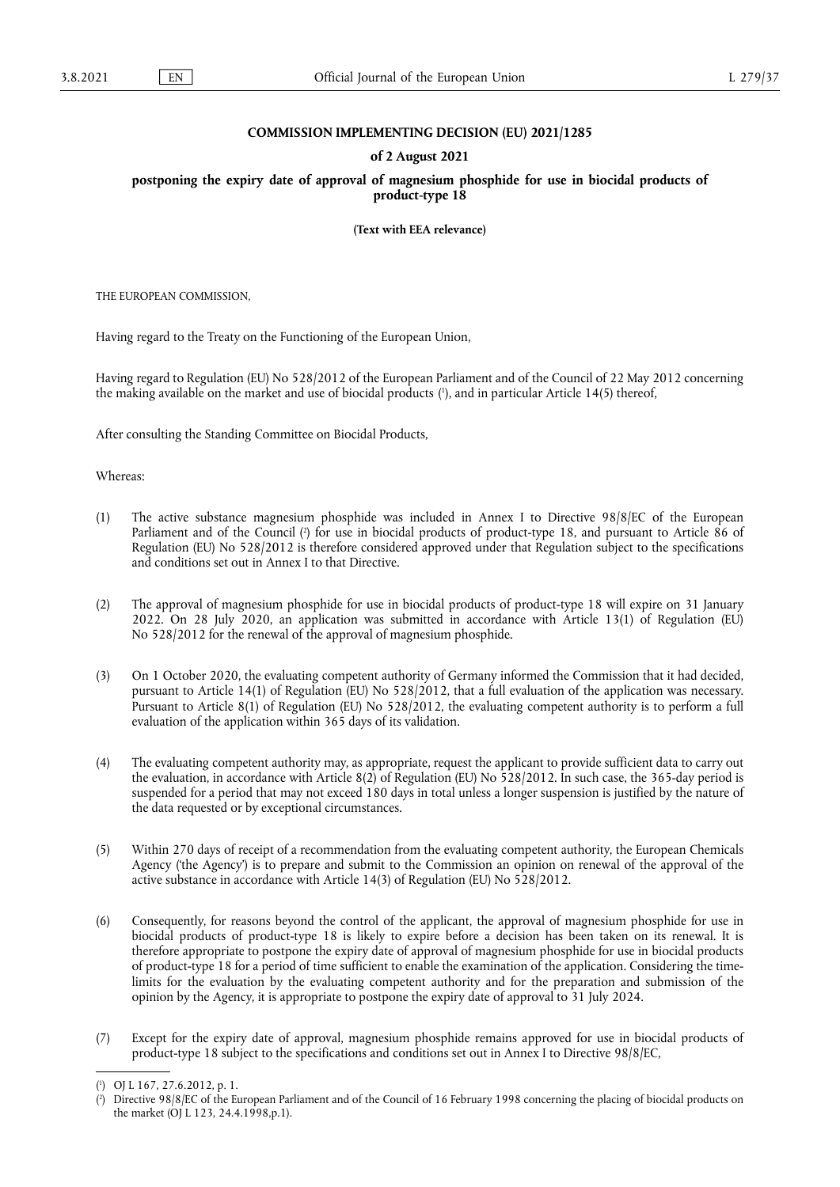**COMMISSION IMPLEMENTING DECISION (EU) 2021/1285**

**of 2 August 2021**

**postponing the expiry date of approval of magnesium phosphide for use in biocidal products of product-type 18**

**(Text with EEA relevance)**

THE EUROPEAN COMMISSION,

Having regard to the Treaty on the Functioning of the European Union,

Having regard to Regulation (EU) No 528/2012 of the European Parliament and of the Council of 22 May 2012 concerning the making available on the market and use of biocidal products [1], and in particular Article 14(5) thereof,

After consulting the Standing Committee on Biocidal Products,

Whereas:

(1) The active substance magnesium phosphide was included in Annex I to Directive 98/8/EC of the European Parliament and of the Council [2] for use in biocidal products of product-type 18, and pursuant to Article 86 of Regulation (EU) No 528/2012 is therefore considered approved under that Regulation subject to the specifications and conditions set out in Annex I to that Directive.

(2) The approval of magnesium phosphide for use in biocidal products of product-type 18 will expire on 31 January 2022. On 28 July 2020, an application was submitted in accordance with Article 13(1) of Regulation (EU) No 528/2012 for the renewal of the approval of magnesium phosphide.

(3) On 1 October 2020, the evaluating competent authority of Germany informed the Commission that it had decided, pursuant to Article 14(1) of Regulation (EU) No 528/2012, that a full evaluation of the application was necessary. Pursuant to Article 8(1) of Regulation (EU) No 528/2012, the evaluating competent authority is to perform a full evaluation of the application within 365 days of its validation.

(4) The evaluating competent authority may, as appropriate, request the applicant to provide sufficient data to carry out the evaluation, in accordance with Article 8(2) of Regulation (EU) No 528/2012. In such case, the 365-day period is suspended for a period that may not exceed 180 days in total unless a longer suspension is justified by the nature of the data requested or by exceptional circumstances.

(5) Within 270 days of receipt of a recommendation from the evaluating competent authority, the European Chemicals Agency ('the Agency') is to prepare and submit to the Commission an opinion on renewal of the approval of the active substance in accordance with Article 14(3) of Regulation (EU) No 528/2012.

(6) Consequently, for reasons beyond the control of the applicant, the approval of magnesium phosphide for use in biocidal products of product-type 18 is likely to expire before a decision has been taken on its renewal. It is therefore appropriate to postpone the expiry date of approval of magnesium phosphide for use in biocidal products of product-type 18 for a period of time sufficient to enable the examination of the application. Considering the time-limits for the evaluation by the evaluating competent authority and for the preparation and submission of the opinion by the Agency, it is appropriate to postpone the expiry date of approval to 31 July 2024.

(7) Except for the expiry date of approval, magnesium phosphide remains approved for use in biocidal products of product-type 18 subject to the specifications and conditions set out in Annex I to Directive 98/8/EC,

---

[1] OJ L 167, 27.6.2012, p. 1.

[2] Directive 98/8/EC of the European Parliament and of the Council of 16 February 1998 concerning the placing of biocidal products on the market (OJ L 123, 24.4.1998,p.1).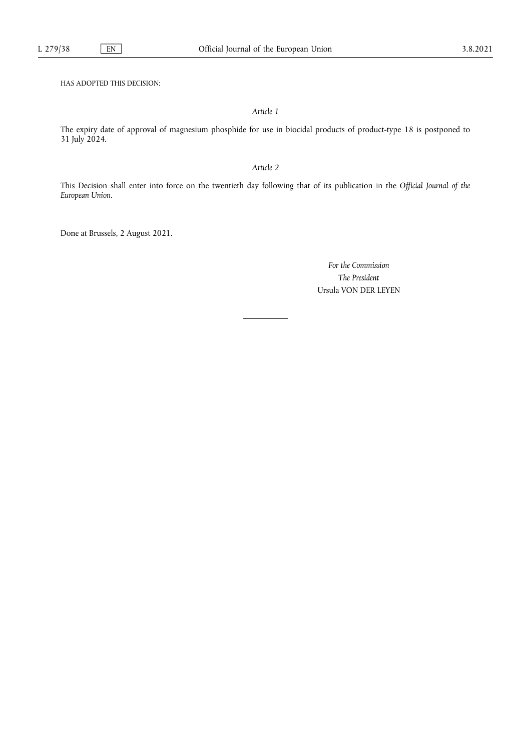HAS ADOPTED THIS DECISION:

*Article 1*

The expiry date of approval of magnesium phosphide for use in biocidal products of product-type 18 is postponed to 31 July 2024.

*Article 2*

This Decision shall enter into force on the twentieth day following that of its publication in the *Official Journal of the European Union*.

Done at Brussels, 2 August 2021.

*For the Commission*

*The President*

Ursula VON DER LEYEN